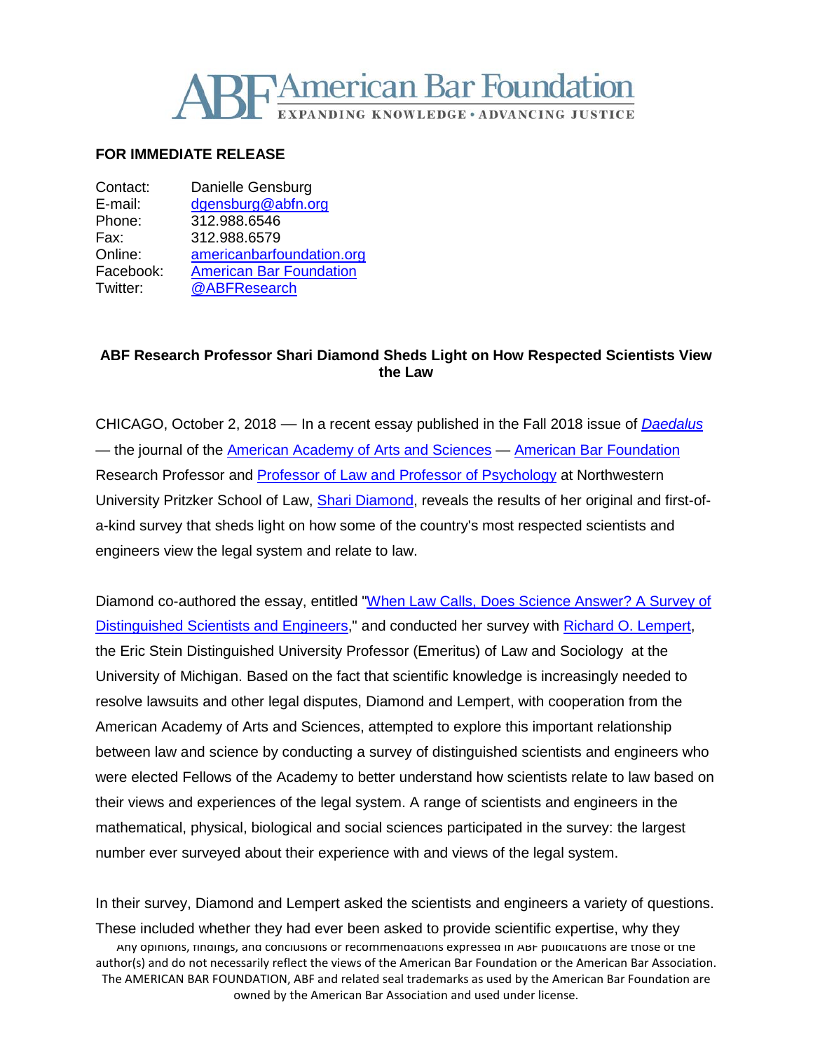**American Bar Foundation**
EXPANDING KNOWLEDGE • ADVANCING JUSTICE

**FOR IMMEDIATE RELEASE**

Contact: Danielle Gensburg
E-mail: dgensburg@abfn.org
Phone: 312.988.6546
Fax: 312.988.6579
Online: americanbarfoundation.org
Facebook: American Bar Foundation
Twitter: @ABFResearch

**ABF Research Professor Shari Diamond Sheds Light on How Respected Scientists View the Law**

CHICAGO, October 2, 2018 — In a recent essay published in the Fall 2018 issue of *Daedalus* — the journal of the American Academy of Arts and Sciences — American Bar Foundation Research Professor and Professor of Law and Professor of Psychology at Northwestern University Pritzker School of Law, Shari Diamond, reveals the results of her original and first-of-a-kind survey that sheds light on how some of the country's most respected scientists and engineers view the legal system and relate to law.

Diamond co-authored the essay, entitled "When Law Calls, Does Science Answer? A Survey of Distinguished Scientists and Engineers," and conducted her survey with Richard O. Lempert, the Eric Stein Distinguished University Professor (Emeritus) of Law and Sociology at the University of Michigan. Based on the fact that scientific knowledge is increasingly needed to resolve lawsuits and other legal disputes, Diamond and Lempert, with cooperation from the American Academy of Arts and Sciences, attempted to explore this important relationship between law and science by conducting a survey of distinguished scientists and engineers who were elected Fellows of the Academy to better understand how scientists relate to law based on their views and experiences of the legal system. A range of scientists and engineers in the mathematical, physical, biological and social sciences participated in the survey: the largest number ever surveyed about their experience with and views of the legal system.

In their survey, Diamond and Lempert asked the scientists and engineers a variety of questions. These included whether they had ever been asked to provide scientific expertise, why they

Any opinions, findings, and conclusions or recommendations expressed in ABF publications are those of the author(s) and do not necessarily reflect the views of the American Bar Foundation or the American Bar Association. The AMERICAN BAR FOUNDATION, ABF and related seal trademarks as used by the American Bar Foundation are owned by the American Bar Association and used under license.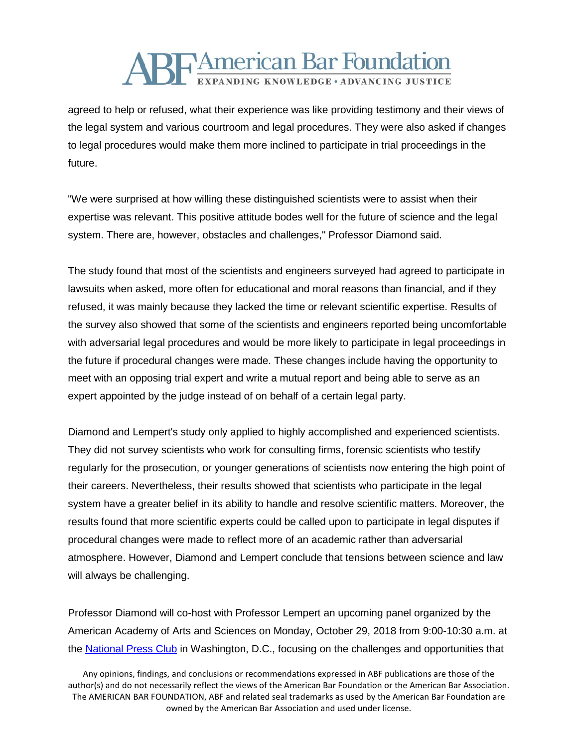agreed to help or refused, what their experience was like providing testimony and their views of the legal system and various courtroom and legal procedures. They were also asked if changes to legal procedures would make them more inclined to participate in trial proceedings in the future.

"We were surprised at how willing these distinguished scientists were to assist when their expertise was relevant. This positive attitude bodes well for the future of science and the legal system. There are, however, obstacles and challenges," Professor Diamond said.

The study found that most of the scientists and engineers surveyed had agreed to participate in lawsuits when asked, more often for educational and moral reasons than financial, and if they refused, it was mainly because they lacked the time or relevant scientific expertise. Results of the survey also showed that some of the scientists and engineers reported being uncomfortable with adversarial legal procedures and would be more likely to participate in legal proceedings in the future if procedural changes were made. These changes include having the opportunity to meet with an opposing trial expert and write a mutual report and being able to serve as an expert appointed by the judge instead of on behalf of a certain legal party.

Diamond and Lempert's study only applied to highly accomplished and experienced scientists. They did not survey scientists who work for consulting firms, forensic scientists who testify regularly for the prosecution, or younger generations of scientists now entering the high point of their careers. Nevertheless, their results showed that scientists who participate in the legal system have a greater belief in its ability to handle and resolve scientific matters. Moreover, the results found that more scientific experts could be called upon to participate in legal disputes if procedural changes were made to reflect more of an academic rather than adversarial atmosphere. However, Diamond and Lempert conclude that tensions between science and law will always be challenging.

Professor Diamond will co-host with Professor Lempert an upcoming panel organized by the American Academy of Arts and Sciences on Monday, October 29, 2018 from 9:00-10:30 a.m. at the [National Press Club] in Washington, D.C., focusing on the challenges and opportunities that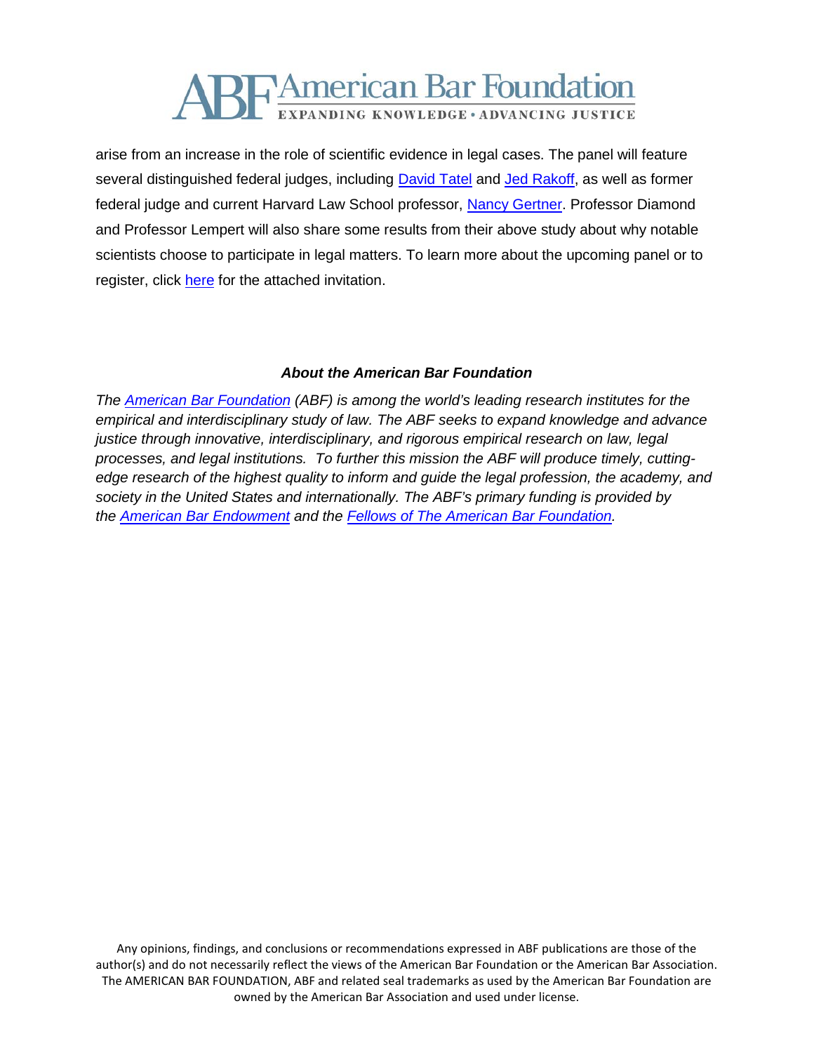arise from an increase in the role of scientific evidence in legal cases. The panel will feature several distinguished federal judges, including David Tatel and Jed Rakoff, as well as former federal judge and current Harvard Law School professor, Nancy Gertner. Professor Diamond and Professor Lempert will also share some results from their above study about why notable scientists choose to participate in legal matters. To learn more about the upcoming panel or to register, click here for the attached invitation.

### *About the American Bar Foundation*

*The American Bar Foundation (ABF) is among the world's leading research institutes for the empirical and interdisciplinary study of law. The ABF seeks to expand knowledge and advance justice through innovative, interdisciplinary, and rigorous empirical research on law, legal processes, and legal institutions. To further this mission the ABF will produce timely, cutting-edge research of the highest quality to inform and guide the legal profession, the academy, and society in the United States and internationally. The ABF's primary funding is provided by the American Bar Endowment and the Fellows of The American Bar Foundation.*

Any opinions, findings, and conclusions or recommendations expressed in ABF publications are those of the author(s) and do not necessarily reflect the views of the American Bar Foundation or the American Bar Association. The AMERICAN BAR FOUNDATION, ABF and related seal trademarks as used by the American Bar Foundation are owned by the American Bar Association and used under license.